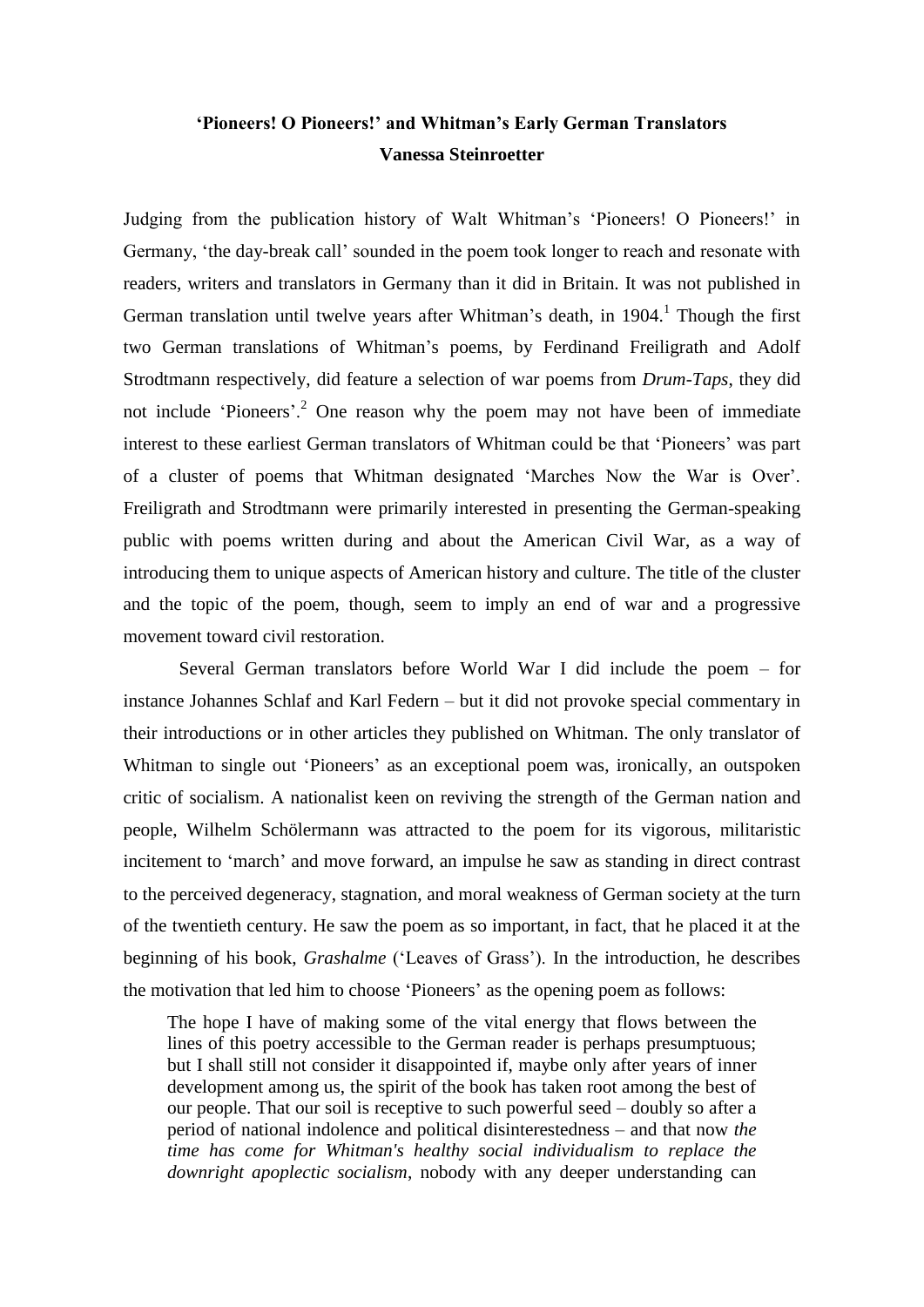# 'Pioneers! O Pioneers!' and Whitman's Early German Translators

**Vanessa Steinroetter**

Judging from the publication history of Walt Whitman's 'Pioneers! O Pioneers!' in Germany, 'the day-break call' sounded in the poem took longer to reach and resonate with readers, writers and translators in Germany than it did in Britain. It was not published in German translation until twelve years after Whitman's death, in 1904.[1] Though the first two German translations of Whitman's poems, by Ferdinand Freiligrath and Adolf Strodtmann respectively, did feature a selection of war poems from *Drum-Taps*, they did not include 'Pioneers'.[2] One reason why the poem may not have been of immediate interest to these earliest German translators of Whitman could be that 'Pioneers' was part of a cluster of poems that Whitman designated 'Marches Now the War is Over'. Freiligrath and Strodtmann were primarily interested in presenting the German-speaking public with poems written during and about the American Civil War, as a way of introducing them to unique aspects of American history and culture. The title of the cluster and the topic of the poem, though, seem to imply an end of war and a progressive movement toward civil restoration.

Several German translators before World War I did include the poem – for instance Johannes Schlaf and Karl Federn – but it did not provoke special commentary in their introductions or in other articles they published on Whitman. The only translator of Whitman to single out 'Pioneers' as an exceptional poem was, ironically, an outspoken critic of socialism. A nationalist keen on reviving the strength of the German nation and people, Wilhelm Schölermann was attracted to the poem for its vigorous, militaristic incitement to 'march' and move forward, an impulse he saw as standing in direct contrast to the perceived degeneracy, stagnation, and moral weakness of German society at the turn of the twentieth century. He saw the poem as so important, in fact, that he placed it at the beginning of his book, *Grashalme* ('Leaves of Grass'). In the introduction, he describes the motivation that led him to choose 'Pioneers' as the opening poem as follows:

> The hope I have of making some of the vital energy that flows between the lines of this poetry accessible to the German reader is perhaps presumptuous; but I shall still not consider it disappointed if, maybe only after years of inner development among us, the spirit of the book has taken root among the best of our people. That our soil is receptive to such powerful seed – doubly so after a period of national indolence and political disinterestedness – and that now *the time has come for Whitman's healthy social individualism to replace the downright apoplectic socialism*, nobody with any deeper understanding can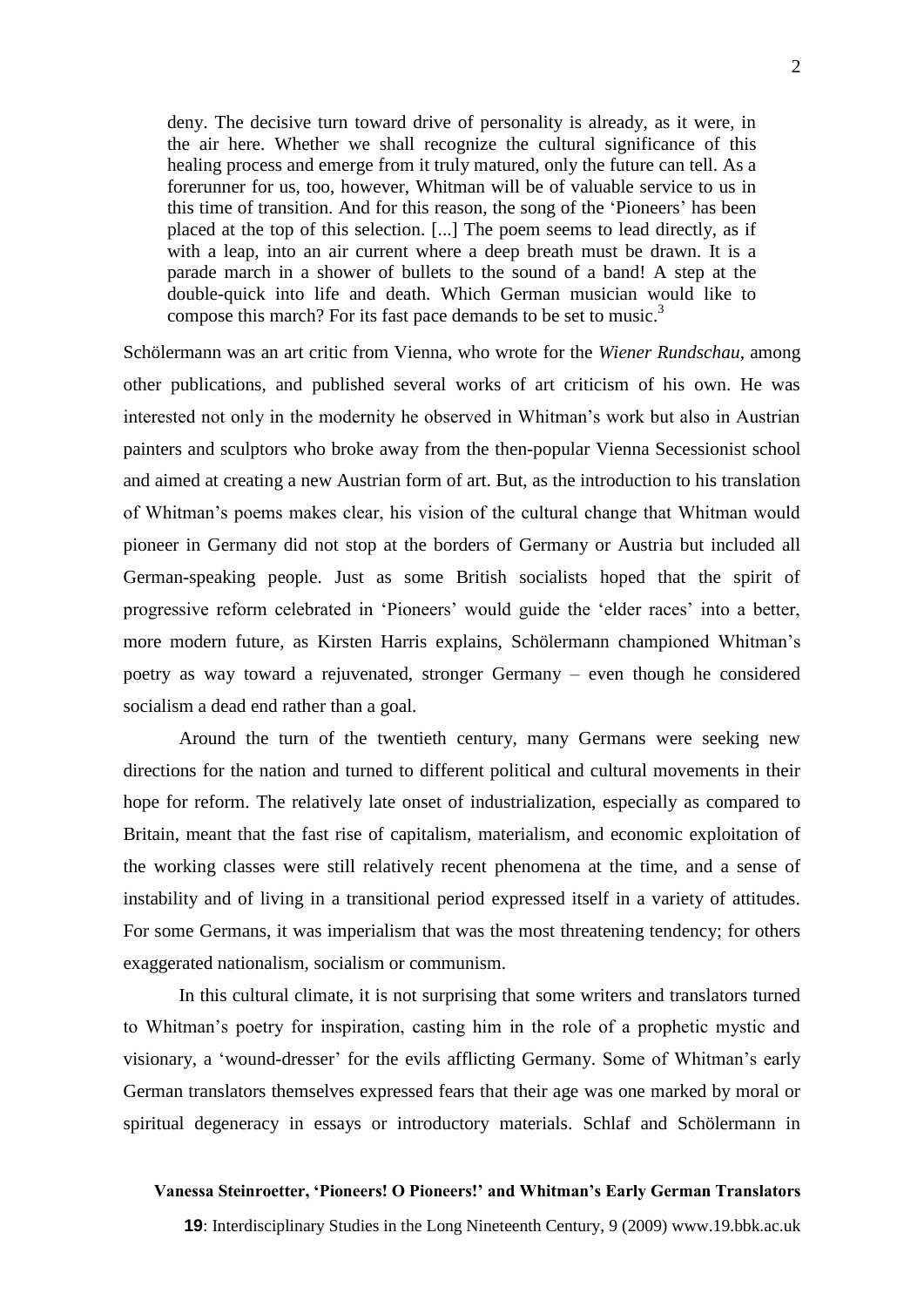> deny. The decisive turn toward drive of personality is already, as it were, in the air here. Whether we shall recognize the cultural significance of this healing process and emerge from it truly matured, only the future can tell. As a forerunner for us, too, however, Whitman will be of valuable service to us in this time of transition. And for this reason, the song of the 'Pioneers' has been placed at the top of this selection. [...] The poem seems to lead directly, as if with a leap, into an air current where a deep breath must be drawn. It is a parade march in a shower of bullets to the sound of a band! A step at the double-quick into life and death. Which German musician would like to compose this march? For its fast pace demands to be set to music.[3]

Schölermann was an art critic from Vienna, who wrote for the *Wiener Rundschau*, among other publications, and published several works of art criticism of his own. He was interested not only in the modernity he observed in Whitman's work but also in Austrian painters and sculptors who broke away from the then-popular Vienna Secessionist school and aimed at creating a new Austrian form of art. But, as the introduction to his translation of Whitman's poems makes clear, his vision of the cultural change that Whitman would pioneer in Germany did not stop at the borders of Germany or Austria but included all German-speaking people. Just as some British socialists hoped that the spirit of progressive reform celebrated in 'Pioneers' would guide the 'elder races' into a better, more modern future, as Kirsten Harris explains, Schölermann championed Whitman's poetry as way toward a rejuvenated, stronger Germany – even though he considered socialism a dead end rather than a goal.

Around the turn of the twentieth century, many Germans were seeking new directions for the nation and turned to different political and cultural movements in their hope for reform. The relatively late onset of industrialization, especially as compared to Britain, meant that the fast rise of capitalism, materialism, and economic exploitation of the working classes were still relatively recent phenomena at the time, and a sense of instability and of living in a transitional period expressed itself in a variety of attitudes. For some Germans, it was imperialism that was the most threatening tendency; for others exaggerated nationalism, socialism or communism.

In this cultural climate, it is not surprising that some writers and translators turned to Whitman's poetry for inspiration, casting him in the role of a prophetic mystic and visionary, a 'wound-dresser' for the evils afflicting Germany. Some of Whitman's early German translators themselves expressed fears that their age was one marked by moral or spiritual degeneracy in essays or introductory materials. Schlaf and Schölermann in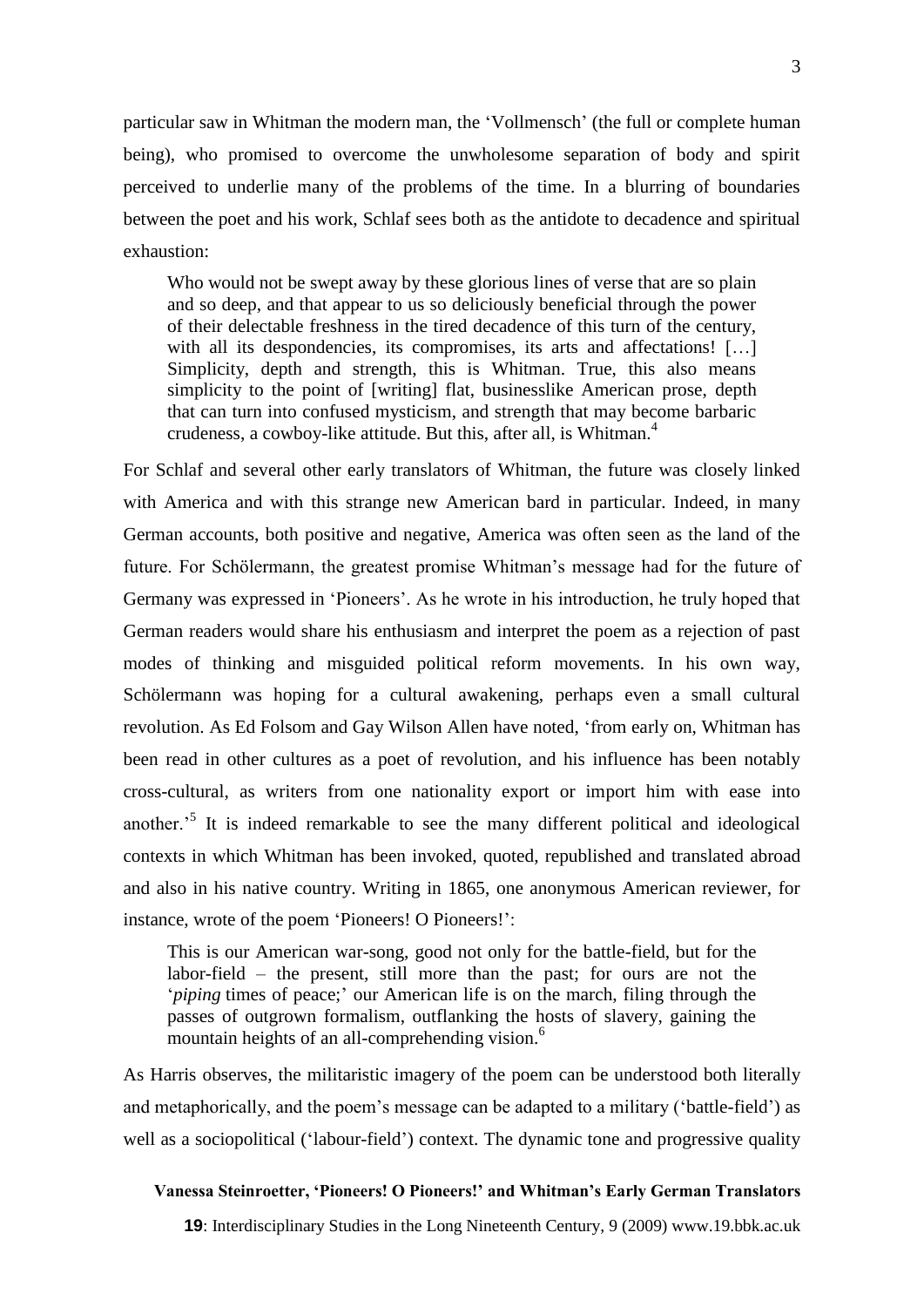particular saw in Whitman the modern man, the 'Vollmensch' (the full or complete human being), who promised to overcome the unwholesome separation of body and spirit perceived to underlie many of the problems of the time. In a blurring of boundaries between the poet and his work, Schlaf sees both as the antidote to decadence and spiritual exhaustion:

> Who would not be swept away by these glorious lines of verse that are so plain and so deep, and that appear to us so deliciously beneficial through the power of their delectable freshness in the tired decadence of this turn of the century, with all its despondencies, its compromises, its arts and affectations! […] Simplicity, depth and strength, this is Whitman. True, this also means simplicity to the point of [writing] flat, businesslike American prose, depth that can turn into confused mysticism, and strength that may become barbaric crudeness, a cowboy-like attitude. But this, after all, is Whitman.[4]

For Schlaf and several other early translators of Whitman, the future was closely linked with America and with this strange new American bard in particular. Indeed, in many German accounts, both positive and negative, America was often seen as the land of the future. For Schölermann, the greatest promise Whitman's message had for the future of Germany was expressed in 'Pioneers'. As he wrote in his introduction, he truly hoped that German readers would share his enthusiasm and interpret the poem as a rejection of past modes of thinking and misguided political reform movements. In his own way, Schölermann was hoping for a cultural awakening, perhaps even a small cultural revolution. As Ed Folsom and Gay Wilson Allen have noted, 'from early on, Whitman has been read in other cultures as a poet of revolution, and his influence has been notably cross-cultural, as writers from one nationality export or import him with ease into another.'[5] It is indeed remarkable to see the many different political and ideological contexts in which Whitman has been invoked, quoted, republished and translated abroad and also in his native country. Writing in 1865, one anonymous American reviewer, for instance, wrote of the poem 'Pioneers! O Pioneers!':

> This is our American war-song, good not only for the battle-field, but for the labor-field – the present, still more than the past; for ours are not the '*piping* times of peace;' our American life is on the march, filing through the passes of outgrown formalism, outflanking the hosts of slavery, gaining the mountain heights of an all-comprehending vision.[6]

As Harris observes, the militaristic imagery of the poem can be understood both literally and metaphorically, and the poem's message can be adapted to a military ('battle-field') as well as a sociopolitical ('labour-field') context. The dynamic tone and progressive quality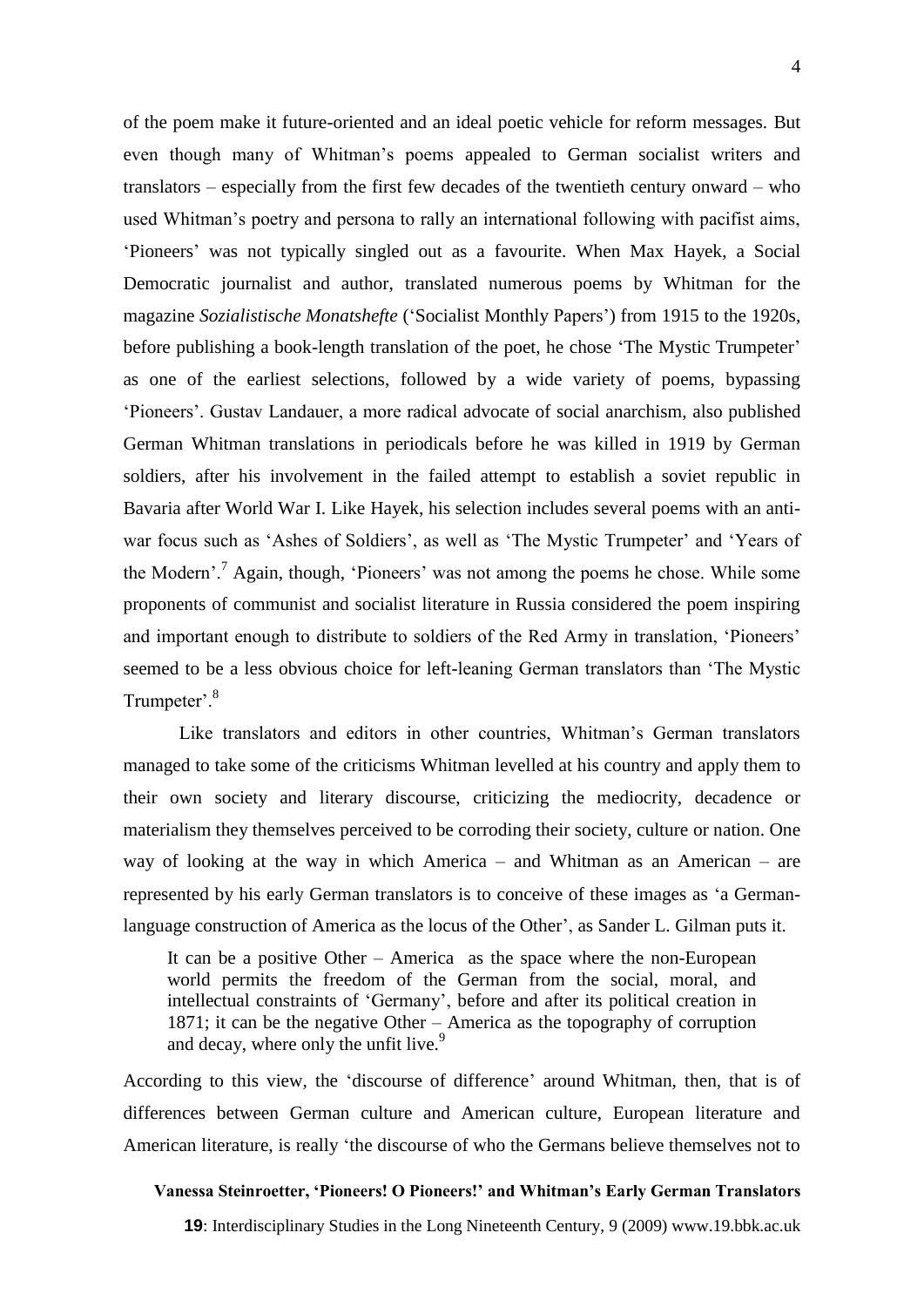of the poem make it future-oriented and an ideal poetic vehicle for reform messages. But even though many of Whitman's poems appealed to German socialist writers and translators – especially from the first few decades of the twentieth century onward – who used Whitman's poetry and persona to rally an international following with pacifist aims, 'Pioneers' was not typically singled out as a favourite. When Max Hayek, a Social Democratic journalist and author, translated numerous poems by Whitman for the magazine *Sozialistische Monatshefte* ('Socialist Monthly Papers') from 1915 to the 1920s, before publishing a book-length translation of the poet, he chose 'The Mystic Trumpeter' as one of the earliest selections, followed by a wide variety of poems, bypassing 'Pioneers'. Gustav Landauer, a more radical advocate of social anarchism, also published German Whitman translations in periodicals before he was killed in 1919 by German soldiers, after his involvement in the failed attempt to establish a soviet republic in Bavaria after World War I. Like Hayek, his selection includes several poems with an anti-war focus such as 'Ashes of Soldiers', as well as 'The Mystic Trumpeter' and 'Years of the Modern'.[7] Again, though, 'Pioneers' was not among the poems he chose. While some proponents of communist and socialist literature in Russia considered the poem inspiring and important enough to distribute to soldiers of the Red Army in translation, 'Pioneers' seemed to be a less obvious choice for left-leaning German translators than 'The Mystic Trumpeter'.[8]

Like translators and editors in other countries, Whitman's German translators managed to take some of the criticisms Whitman levelled at his country and apply them to their own society and literary discourse, criticizing the mediocrity, decadence or materialism they themselves perceived to be corroding their society, culture or nation. One way of looking at the way in which America – and Whitman as an American – are represented by his early German translators is to conceive of these images as 'a German-language construction of America as the locus of the Other', as Sander L. Gilman puts it.

> It can be a positive Other – America as the space where the non-European world permits the freedom of the German from the social, moral, and intellectual constraints of 'Germany', before and after its political creation in 1871; it can be the negative Other – America as the topography of corruption and decay, where only the unfit live.[9]

According to this view, the 'discourse of difference' around Whitman, then, that is of differences between German culture and American culture, European literature and American literature, is really 'the discourse of who the Germans believe themselves not to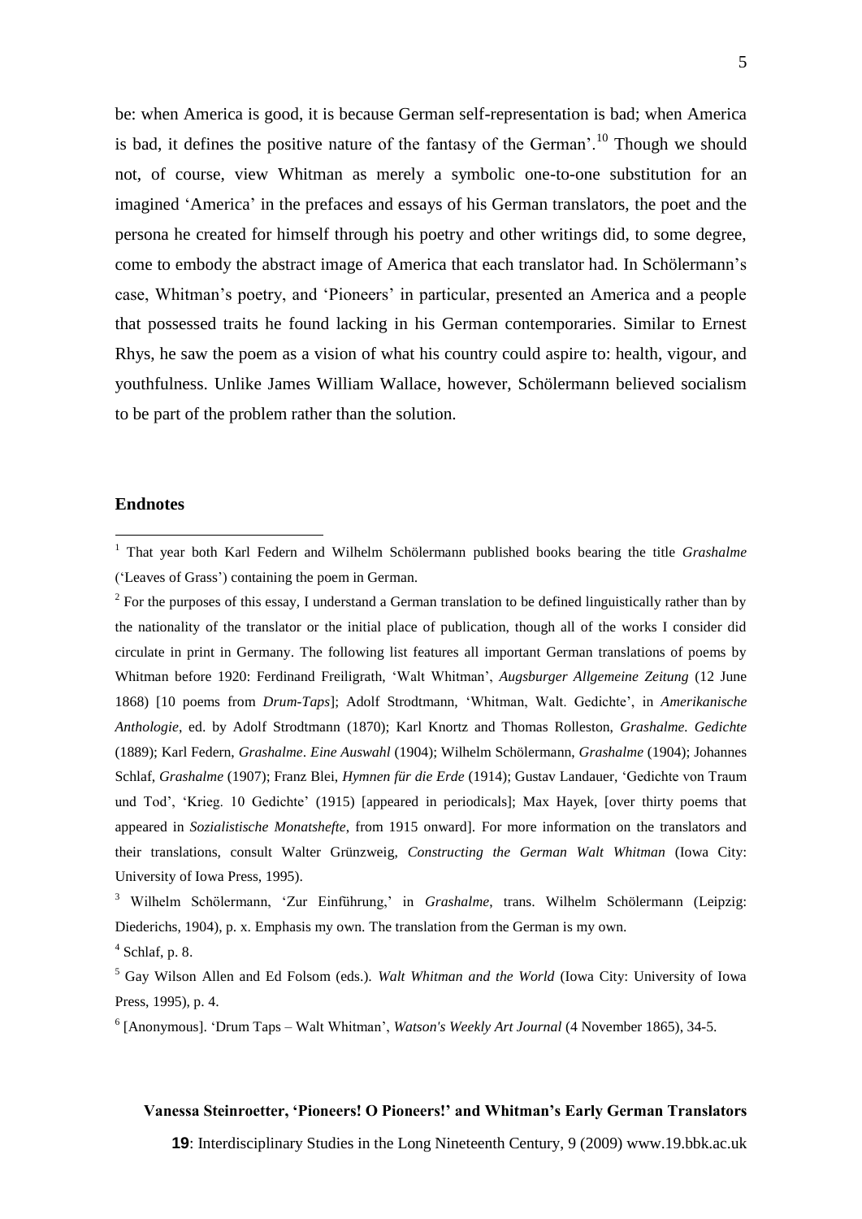be: when America is good, it is because German self-representation is bad; when America is bad, it defines the positive nature of the fantasy of the German'.[10] Though we should not, of course, view Whitman as merely a symbolic one-to-one substitution for an imagined 'America' in the prefaces and essays of his German translators, the poet and the persona he created for himself through his poetry and other writings did, to some degree, come to embody the abstract image of America that each translator had. In Schölermann's case, Whitman's poetry, and 'Pioneers' in particular, presented an America and a people that possessed traits he found lacking in his German contemporaries. Similar to Ernest Rhys, he saw the poem as a vision of what his country could aspire to: health, vigour, and youthfulness. Unlike James William Wallace, however, Schölermann believed socialism to be part of the problem rather than the solution.

### Endnotes

[1] That year both Karl Federn and Wilhelm Schölermann published books bearing the title *Grashalme* ('Leaves of Grass') containing the poem in German.

[2] For the purposes of this essay, I understand a German translation to be defined linguistically rather than by the nationality of the translator or the initial place of publication, though all of the works I consider did circulate in print in Germany. The following list features all important German translations of poems by Whitman before 1920: Ferdinand Freiligrath, 'Walt Whitman', *Augsburger Allgemeine Zeitung* (12 June 1868) [10 poems from *Drum-Taps*]; Adolf Strodtmann, 'Whitman, Walt. Gedichte', in *Amerikanische Anthologie*, ed. by Adolf Strodtmann (1870); Karl Knortz and Thomas Rolleston, *Grashalme. Gedichte* (1889); Karl Federn, *Grashalme. Eine Auswahl* (1904); Wilhelm Schölermann, *Grashalme* (1904); Johannes Schlaf, *Grashalme* (1907); Franz Blei, *Hymnen für die Erde* (1914); Gustav Landauer, 'Gedichte von Traum und Tod', 'Krieg. 10 Gedichte' (1915) [appeared in periodicals]; Max Hayek, [over thirty poems that appeared in *Sozialistische Monatshefte*, from 1915 onward]. For more information on the translators and their translations, consult Walter Grünzweig, *Constructing the German Walt Whitman* (Iowa City: University of Iowa Press, 1995).

[3] Wilhelm Schölermann, 'Zur Einführung,' in *Grashalme*, trans. Wilhelm Schölermann (Leipzig: Diederichs, 1904), p. x. Emphasis my own. The translation from the German is my own.

[4] Schlaf, p. 8.

[5] Gay Wilson Allen and Ed Folsom (eds.). *Walt Whitman and the World* (Iowa City: University of Iowa Press, 1995), p. 4.

[6] [Anonymous]. 'Drum Taps – Walt Whitman', *Watson's Weekly Art Journal* (4 November 1865), 34-5.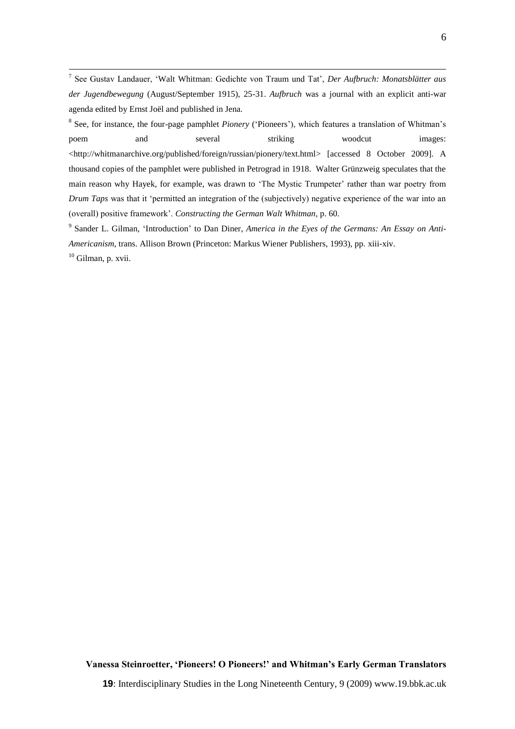[7] See Gustav Landauer, 'Walt Whitman: Gedichte von Traum und Tat', *Der Aufbruch: Monatsblätter aus der Jugendbewegung* (August/September 1915), 25-31. *Aufbruch* was a journal with an explicit anti-war agenda edited by Ernst Joël and published in Jena.

[8] See, for instance, the four-page pamphlet *Pionery* ('Pioneers'), which features a translation of Whitman's poem and several striking woodcut images: <http://whitmanarchive.org/published/foreign/russian/pionery/text.html> [accessed 8 October 2009]. A thousand copies of the pamphlet were published in Petrograd in 1918. Walter Grünzweig speculates that the main reason why Hayek, for example, was drawn to 'The Mystic Trumpeter' rather than war poetry from *Drum Taps* was that it 'permitted an integration of the (subjectively) negative experience of the war into an (overall) positive framework'. *Constructing the German Walt Whitman*, p. 60.

[9] Sander L. Gilman, 'Introduction' to Dan Diner, *America in the Eyes of the Germans: An Essay on Anti-Americanism*, trans. Allison Brown (Princeton: Markus Wiener Publishers, 1993), pp. xiii-xiv.

[10] Gilman, p. xvii.